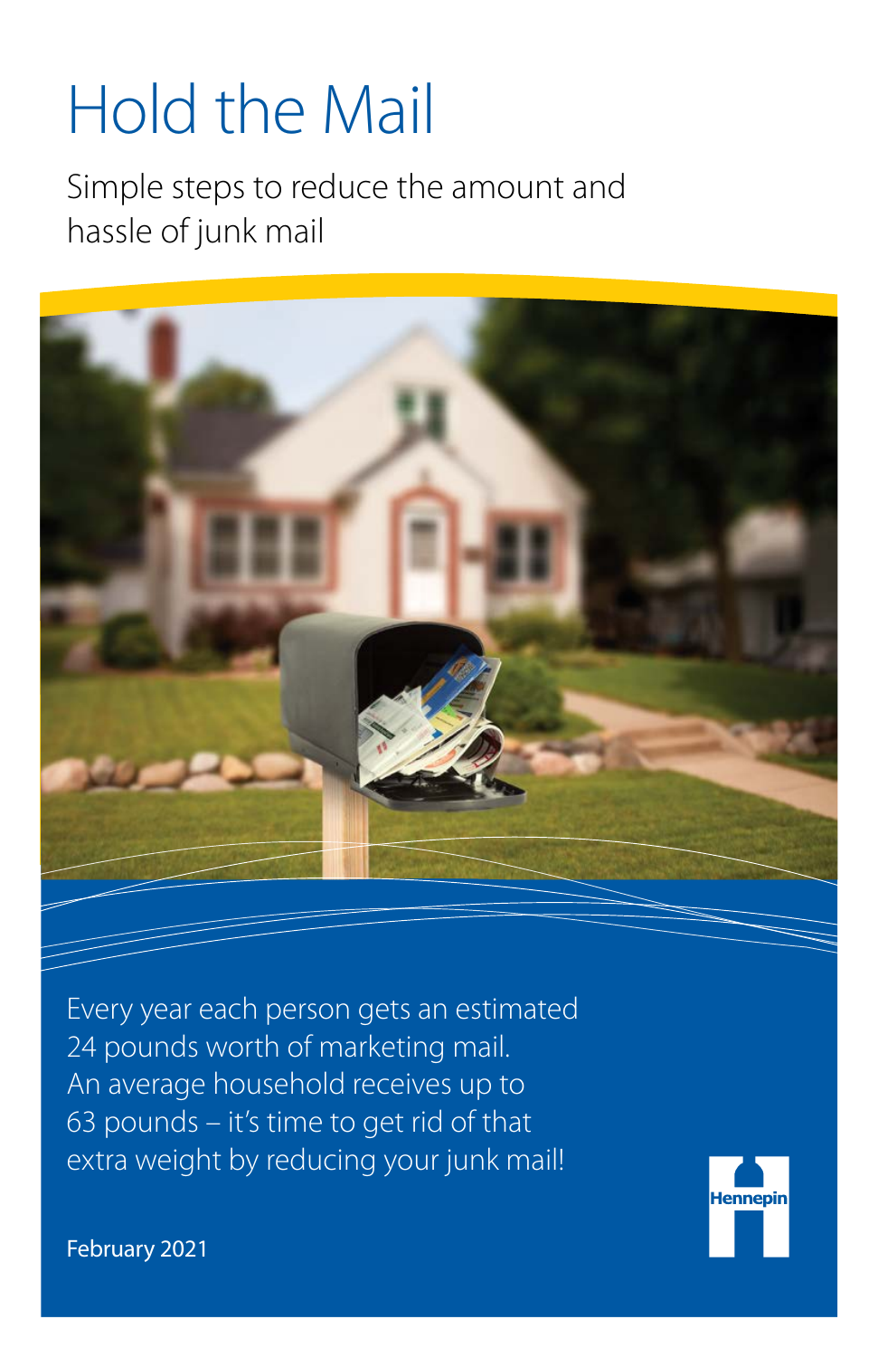# Hold the Mail

Simple steps to reduce the amount and hassle of junk mail

Every year each person gets an estimated 24 pounds worth of marketing mail. An average household receives up to 63 pounds – it's time to get rid of that extra weight by reducing your junk mail!

February 2021

Hennepin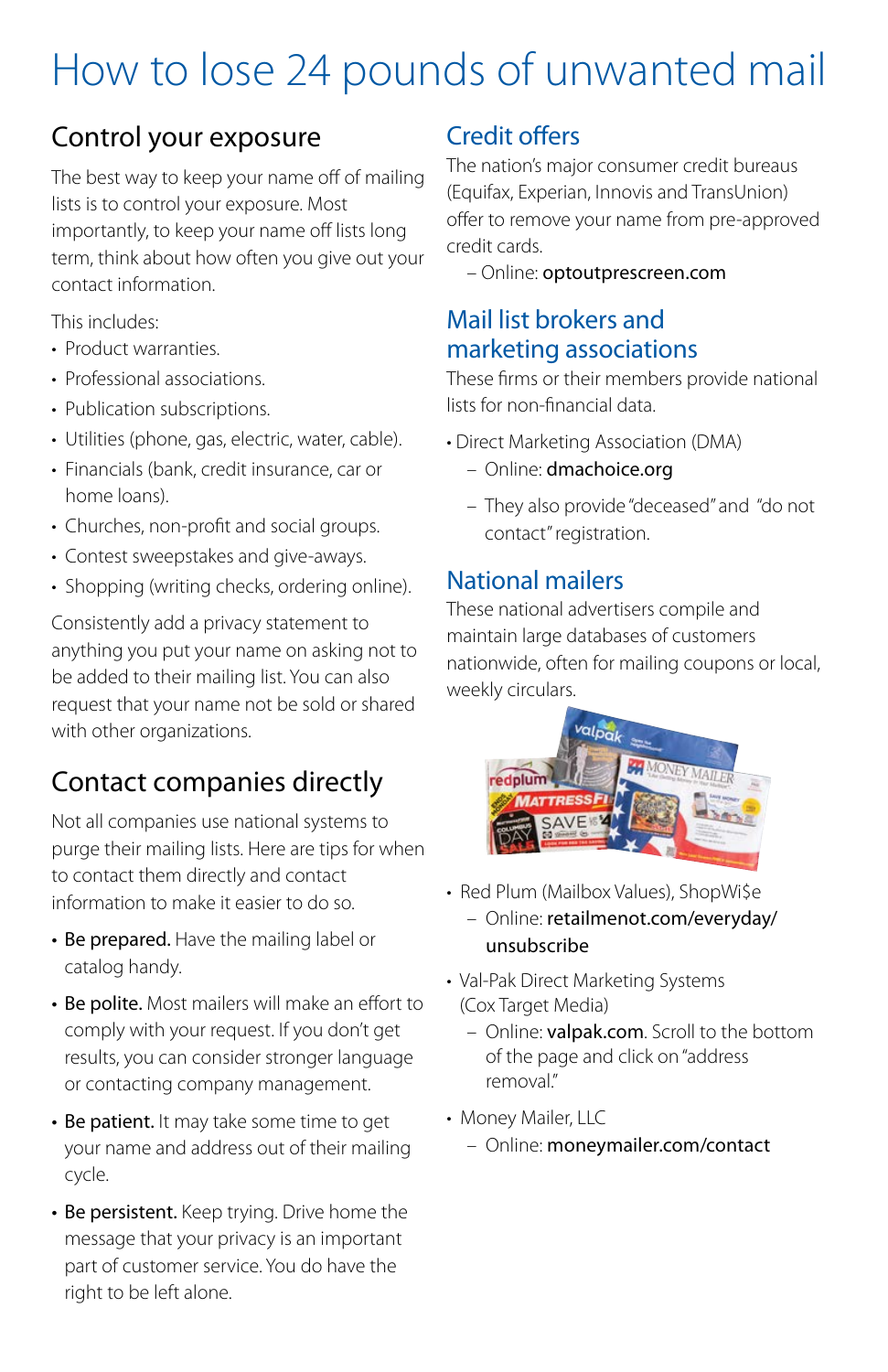# How to lose 24 pounds of unwanted mail

## Control your exposure

The best way to keep your name off of mailing lists is to control your exposure. Most importantly, to keep your name off lists long term, think about how often you give out your contact information.

This includes:

- Product warranties.
- Professional associations.
- Publication subscriptions.
- Utilities (phone, gas, electric, water, cable).
- Financials (bank, credit insurance, car or home loans).
- Churches, non-profit and social groups.
- Contest sweepstakes and give-aways.
- Shopping (writing checks, ordering online).

Consistently add a privacy statement to anything you put your name on asking not to be added to their mailing list. You can also request that your name not be sold or shared with other organizations.

## Contact companies directly

Not all companies use national systems to purge their mailing lists. Here are tips for when to contact them directly and contact information to make it easier to do so.

- **Be prepared.** Have the mailing label or catalog handy.
- **Be polite.** Most mailers will make an effort to comply with your request. If you don't get results, you can consider stronger language or contacting company management.
- **Be patient.** It may take some time to get your name and address out of their mailing cycle.
- **Be persistent.** Keep trying. Drive home the message that your privacy is an important part of customer service. You do have the right to be left alone.

## Credit offers

The nation's major consumer credit bureaus (Equifax, Experian, Innovis and TransUnion) offer to remove your name from pre-approved credit cards.

- Online: **optoutprescreen.com**

## Mail list brokers and marketing associations

These firms or their members provide national lists for non-financial data.

- Direct Marketing Association (DMA)
  - Online: **dmachoice.org**
  - They also provide "deceased" and "do not contact" registration.

## National mailers

These national advertisers compile and maintain large databases of customers nationwide, often for mailing coupons or local, weekly circulars.

- Red Plum (Mailbox Values), ShopWi$e
  - Online: **retailmenot.com/everyday/unsubscribe**
- Val-Pak Direct Marketing Systems (Cox Target Media)
  - Online: **valpak.com**. Scroll to the bottom of the page and click on "address removal."
- Money Mailer, LLC
  - Online: **moneymailer.com/contact**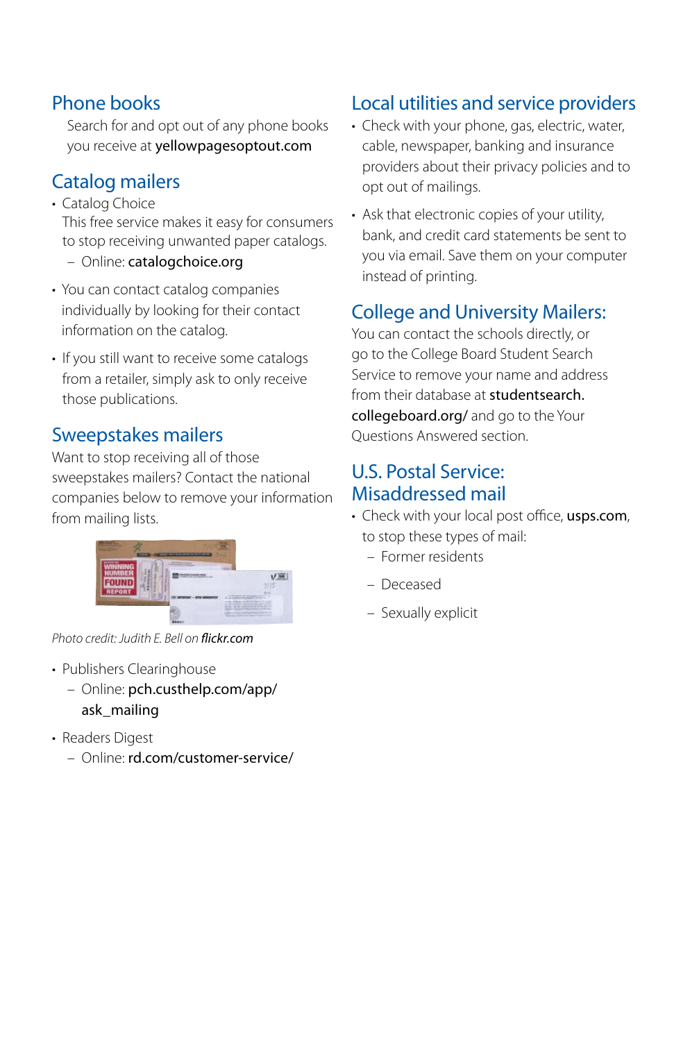## Phone books

Search for and opt out of any phone books you receive at **yellowpagesoptout.com**

## Catalog mailers

- Catalog Choice
  This free service makes it easy for consumers to stop receiving unwanted paper catalogs.
  - Online: **catalogchoice.org**
- You can contact catalog companies individually by looking for their contact information on the catalog.
- If you still want to receive some catalogs from a retailer, simply ask to only receive those publications.

## Sweepstakes mailers

Want to stop receiving all of those sweepstakes mailers? Contact the national companies below to remove your information from mailing lists.

*Photo credit: Judith E. Bell on* ***flickr.com***

- Publishers Clearinghouse
  - Online: **pch.custhelp.com/app/ask_mailing**
- Readers Digest
  - Online: **rd.com/customer-service/**

## Local utilities and service providers

- Check with your phone, gas, electric, water, cable, newspaper, banking and insurance providers about their privacy policies and to opt out of mailings.
- Ask that electronic copies of your utility, bank, and credit card statements be sent to you via email. Save them on your computer instead of printing.

## College and University Mailers:

You can contact the schools directly, or go to the College Board Student Search Service to remove your name and address from their database at **studentsearch.collegeboard.org/** and go to the Your Questions Answered section.

## U.S. Postal Service: Misaddressed mail

- Check with your local post office, **usps.com**, to stop these types of mail:
  - Former residents
  - Deceased
  - Sexually explicit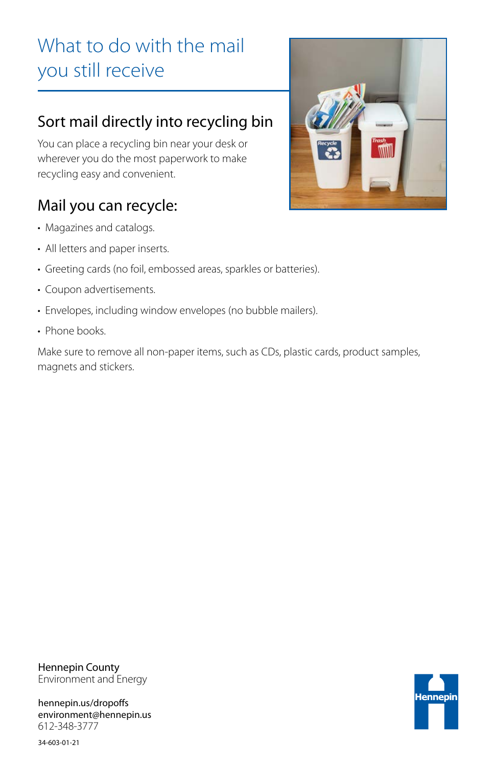# What to do with the mail you still receive

## Sort mail directly into recycling bin

You can place a recycling bin near your desk or wherever you do the most paperwork to make recycling easy and convenient.

## Mail you can recycle:

- Magazines and catalogs.
- All letters and paper inserts.
- Greeting cards (no foil, embossed areas, sparkles or batteries).
- Coupon advertisements.
- Envelopes, including window envelopes (no bubble mailers).
- Phone books.

Make sure to remove all non-paper items, such as CDs, plastic cards, product samples, magnets and stickers.

Hennepin County
Environment and Energy

hennepin.us/dropoffs
environment@hennepin.us
612-348-3777

34-603-01-21